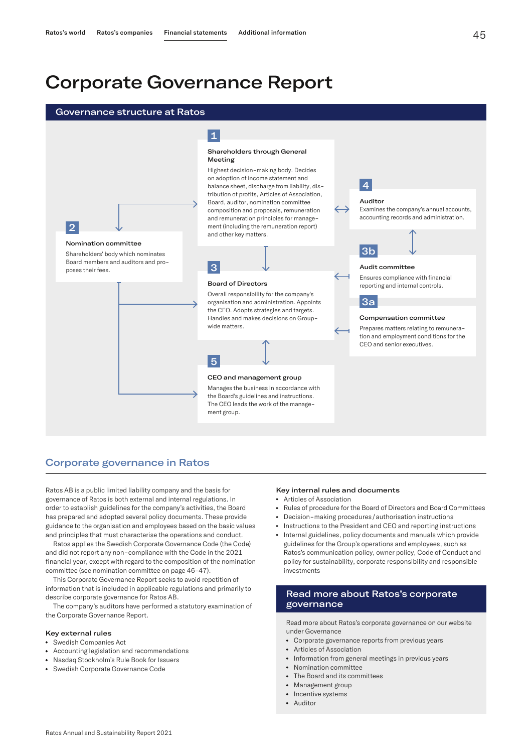# Corporate Governance Report

## Governance structure at Ratos

**1**

**Shareholders through General Meeting**

Highest decision-making body. Decides on adoption of income statement and balance sheet, discharge from liability, distribution of profits, Articles of Association, Board, auditor, nomination committee composition and proposals, remuneration and remuneration principles for management (including the remuneration report) and other key matters.

**2**

**Nomination committee**

Shareholders' body which nominates Board members and auditors and proposes their fees.

**3**

**Board of Directors**

Overall responsibility for the company's organisation and administration. Appoints the CEO. Adopts strategies and targets. Handles and makes decisions on Group-wide matters.

**3a**

**Compensation committee**

Prepares matters relating to remuneration and employment conditions for the CEO and senior executives.

**3b**

**Audit committee**

Ensures compliance with financial reporting and internal controls.

**4**

**Auditor**

Examines the company's annual accounts, accounting records and administration.

**5**

**CEO and management group**

Manages the business in accordance with the Board's guidelines and instructions. The CEO leads the work of the management group.

## Corporate governance in Ratos

Ratos AB is a public limited liability company and the basis for governance of Ratos is both external and internal regulations. In order to establish guidelines for the company's activities, the Board has prepared and adopted several policy documents. These provide guidance to the organisation and employees based on the basic values and principles that must characterise the operations and conduct.

Ratos applies the Swedish Corporate Governance Code (the Code) and did not report any non-compliance with the Code in the 2021 financial year, except with regard to the composition of the nomination committee (see nomination committee on page 46–47).

This Corporate Governance Report seeks to avoid repetition of information that is included in applicable regulations and primarily to describe corporate governance for Ratos AB.

The company's auditors have performed a statutory examination of the Corporate Governance Report.

### Key external rules

- Swedish Companies Act
- Accounting legislation and recommendations
- Nasdaq Stockholm's Rule Book for Issuers
- Swedish Corporate Governance Code

### Key internal rules and documents

- Articles of Association
- Rules of procedure for the Board of Directors and Board Committees
- Decision-making procedures / authorisation instructions
- Instructions to the President and CEO and reporting instructions
- Internal guidelines, policy documents and manuals which provide guidelines for the Group's operations and employees, such as Ratos's communication policy, owner policy, Code of Conduct and policy for sustainability, corporate responsibility and responsible investments

### Read more about Ratos's corporate governance

Read more about Ratos's corporate governance on our website under Governance

- Corporate governance reports from previous years
- Articles of Association
- Information from general meetings in previous years
- Nomination committee
- The Board and its committees
- Management group
- Incentive systems
- Auditor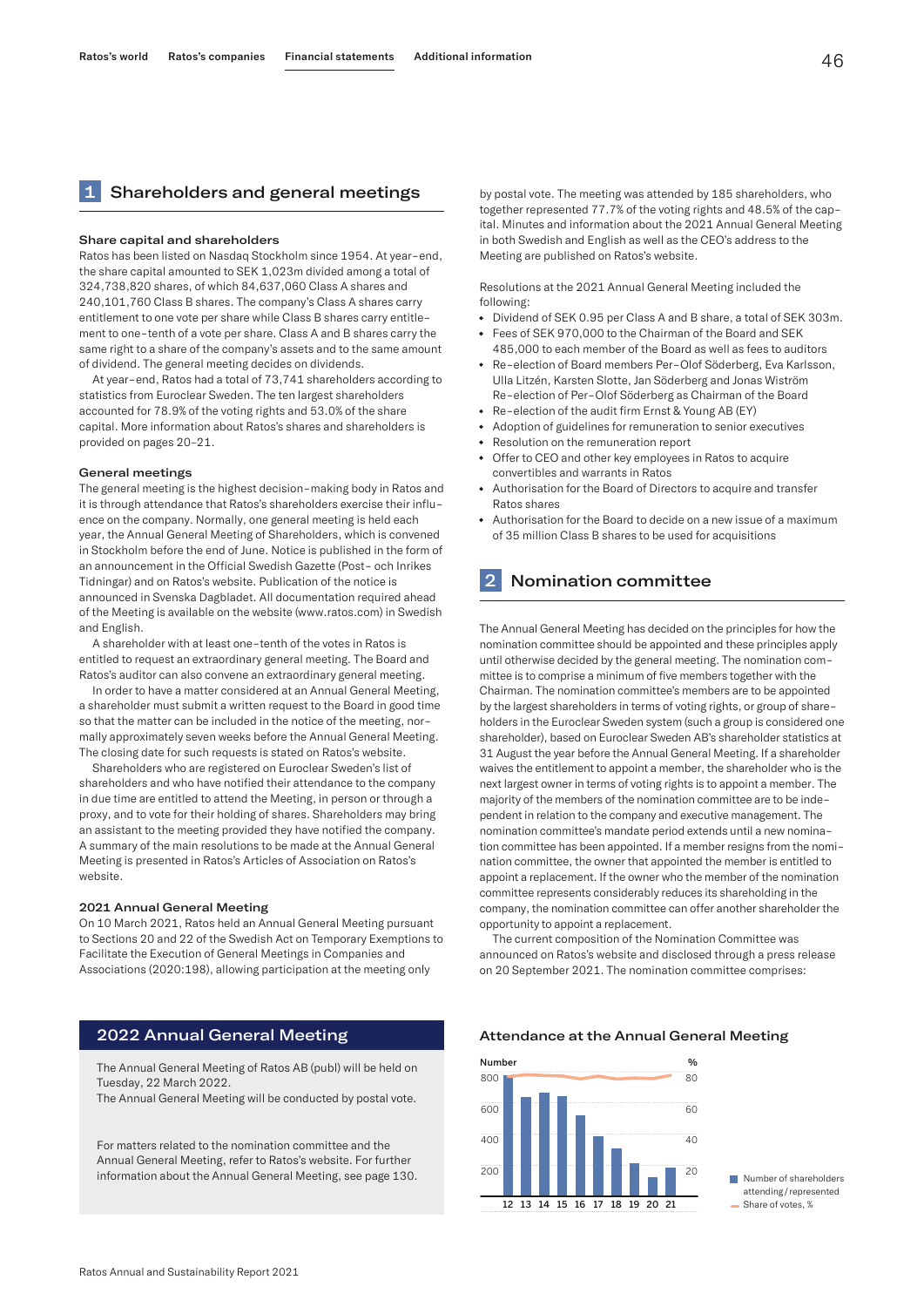## 1 Shareholders and general meetings

### Share capital and shareholders

Ratos has been listed on Nasdaq Stockholm since 1954. At year-end, the share capital amounted to SEK 1,023m divided among a total of 324,738,820 shares, of which 84,637,060 Class A shares and 240,101,760 Class B shares. The company's Class A shares carry entitlement to one vote per share while Class B shares carry entitlement to one-tenth of a vote per share. Class A and B shares carry the same right to a share of the company's assets and to the same amount of dividend. The general meeting decides on dividends.

At year-end, Ratos had a total of 73,741 shareholders according to statistics from Euroclear Sweden. The ten largest shareholders accounted for 78.9% of the voting rights and 53.0% of the share capital. More information about Ratos's shares and shareholders is provided on pages 20-21.

### General meetings

The general meeting is the highest decision-making body in Ratos and it is through attendance that Ratos's shareholders exercise their influence on the company. Normally, one general meeting is held each year, the Annual General Meeting of Shareholders, which is convened in Stockholm before the end of June. Notice is published in the form of an announcement in the Official Swedish Gazette (Post- och Inrikes Tidningar) and on Ratos's website. Publication of the notice is announced in Svenska Dagbladet. All documentation required ahead of the Meeting is available on the website (www.ratos.com) in Swedish and English.

A shareholder with at least one-tenth of the votes in Ratos is entitled to request an extraordinary general meeting. The Board and Ratos's auditor can also convene an extraordinary general meeting.

In order to have a matter considered at an Annual General Meeting, a shareholder must submit a written request to the Board in good time so that the matter can be included in the notice of the meeting, normally approximately seven weeks before the Annual General Meeting. The closing date for such requests is stated on Ratos's website.

Shareholders who are registered on Euroclear Sweden's list of shareholders and who have notified their attendance to the company in due time are entitled to attend the Meeting, in person or through a proxy, and to vote for their holding of shares. Shareholders may bring an assistant to the meeting provided they have notified the company. A summary of the main resolutions to be made at the Annual General Meeting is presented in Ratos's Articles of Association on Ratos's website.

### 2021 Annual General Meeting

On 10 March 2021, Ratos held an Annual General Meeting pursuant to Sections 20 and 22 of the Swedish Act on Temporary Exemptions to Facilitate the Execution of General Meetings in Companies and Associations (2020:198), allowing participation at the meeting only by postal vote. The meeting was attended by 185 shareholders, who together represented 77.7% of the voting rights and 48.5% of the capital. Minutes and information about the 2021 Annual General Meeting in both Swedish and English as well as the CEO's address to the Meeting are published on Ratos's website.

Resolutions at the 2021 Annual General Meeting included the following:

- Dividend of SEK 0.95 per Class A and B share, a total of SEK 303m.
- Fees of SEK 970,000 to the Chairman of the Board and SEK 485,000 to each member of the Board as well as fees to auditors
- Re-election of Board members Per-Olof Söderberg, Eva Karlsson, Ulla Litzén, Karsten Slotte, Jan Söderberg and Jonas Wiström Re-election of Per-Olof Söderberg as Chairman of the Board
- Re-election of the audit firm Ernst & Young AB (EY)
- Adoption of guidelines for remuneration to senior executives
- Resolution on the remuneration report
- Offer to CEO and other key employees in Ratos to acquire convertibles and warrants in Ratos
- Authorisation for the Board of Directors to acquire and transfer Ratos shares
- Authorisation for the Board to decide on a new issue of a maximum of 35 million Class B shares to be used for acquisitions

## 2 Nomination committee

The Annual General Meeting has decided on the principles for how the nomination committee should be appointed and these principles apply until otherwise decided by the general meeting. The nomination committee is to comprise a minimum of five members together with the Chairman. The nomination committee's members are to be appointed by the largest shareholders in terms of voting rights, or group of shareholders in the Euroclear Sweden system (such a group is considered one shareholder), based on Euroclear Sweden AB's shareholder statistics at 31 August the year before the Annual General Meeting. If a shareholder waives the entitlement to appoint a member, the shareholder who is the next largest owner in terms of voting rights is to appoint a member. The majority of the members of the nomination committee are to be independent in relation to the company and executive management. The nomination committee's mandate period extends until a new nomination committee has been appointed. If a member resigns from the nomination committee, the owner that appointed the member is entitled to appoint a replacement. If the owner who the member of the nomination committee represents considerably reduces its shareholding in the company, the nomination committee can offer another shareholder the opportunity to appoint a replacement.

The current composition of the Nomination Committee was announced on Ratos's website and disclosed through a press release on 20 September 2021. The nomination committee comprises:

### 2022 Annual General Meeting

The Annual General Meeting of Ratos AB (publ) will be held on Tuesday, 22 March 2022.
The Annual General Meeting will be conducted by postal vote.

For matters related to the nomination committee and the Annual General Meeting, refer to Ratos's website. For further information about the Annual General Meeting, see page 130.

### Attendance at the Annual General Meeting

Number / %

Years: 12 13 14 15 16 17 18 19 20 21

Number of shareholders attending/represented
Share of votes, %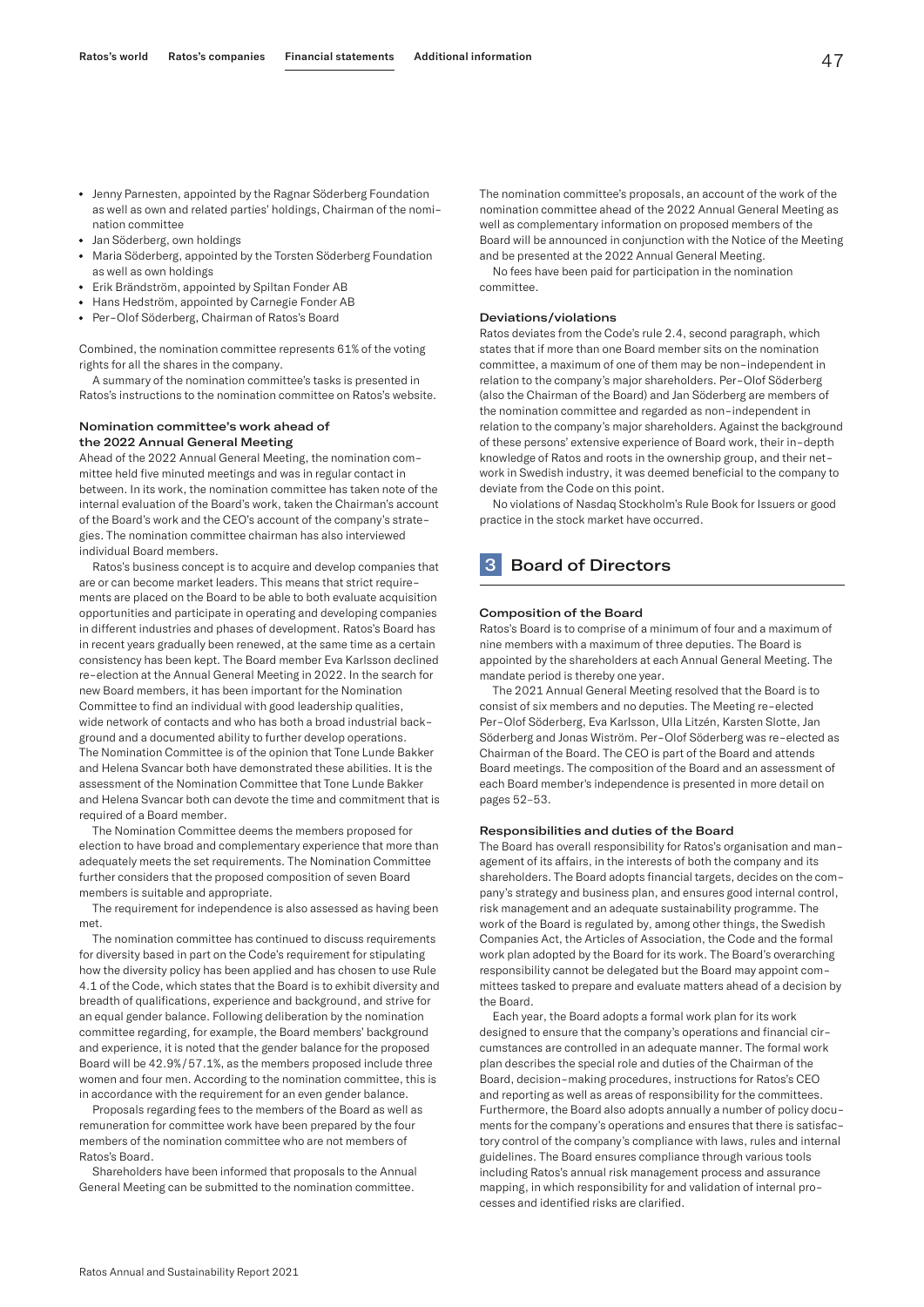- Jenny Parnesten, appointed by the Ragnar Söderberg Foundation as well as own and related parties' holdings, Chairman of the nomination committee
- Jan Söderberg, own holdings
- Maria Söderberg, appointed by the Torsten Söderberg Foundation as well as own holdings
- Erik Brändström, appointed by Spiltan Fonder AB
- Hans Hedström, appointed by Carnegie Fonder AB
- Per-Olof Söderberg, Chairman of Ratos's Board

Combined, the nomination committee represents 61% of the voting rights for all the shares in the company.

A summary of the nomination committee's tasks is presented in Ratos's instructions to the nomination committee on Ratos's website.

#### Nomination committee's work ahead of the 2022 Annual General Meeting

Ahead of the 2022 Annual General Meeting, the nomination committee held five minuted meetings and was in regular contact in between. In its work, the nomination committee has taken note of the internal evaluation of the Board's work, taken the Chairman's account of the Board's work and the CEO's account of the company's strategies. The nomination committee chairman has also interviewed individual Board members.

Ratos's business concept is to acquire and develop companies that are or can become market leaders. This means that strict requirements are placed on the Board to be able to both evaluate acquisition opportunities and participate in operating and developing companies in different industries and phases of development. Ratos's Board has in recent years gradually been renewed, at the same time as a certain consistency has been kept. The Board member Eva Karlsson declined re-election at the Annual General Meeting in 2022. In the search for new Board members, it has been important for the Nomination Committee to find an individual with good leadership qualities, wide network of contacts and who has both a broad industrial background and a documented ability to further develop operations. The Nomination Committee is of the opinion that Tone Lunde Bakker and Helena Svancar both have demonstrated these abilities. It is the assessment of the Nomination Committee that Tone Lunde Bakker and Helena Svancar both can devote the time and commitment that is required of a Board member.

The Nomination Committee deems the members proposed for election to have broad and complementary experience that more than adequately meets the set requirements. The Nomination Committee further considers that the proposed composition of seven Board members is suitable and appropriate.

The requirement for independence is also assessed as having been met.

The nomination committee has continued to discuss requirements for diversity based in part on the Code's requirement for stipulating how the diversity policy has been applied and has chosen to use Rule 4.1 of the Code, which states that the Board is to exhibit diversity and breadth of qualifications, experience and background, and strive for an equal gender balance. Following deliberation by the nomination committee regarding, for example, the Board members' background and experience, it is noted that the gender balance for the proposed Board will be 42.9%/57.1%, as the members proposed include three women and four men. According to the nomination committee, this is in accordance with the requirement for an even gender balance.

Proposals regarding fees to the members of the Board as well as remuneration for committee work have been prepared by the four members of the nomination committee who are not members of Ratos's Board.

Shareholders have been informed that proposals to the Annual General Meeting can be submitted to the nomination committee.

The nomination committee's proposals, an account of the work of the nomination committee ahead of the 2022 Annual General Meeting as well as complementary information on proposed members of the Board will be announced in conjunction with the Notice of the Meeting and be presented at the 2022 Annual General Meeting.

No fees have been paid for participation in the nomination committee.

#### Deviations/violations

Ratos deviates from the Code's rule 2.4, second paragraph, which states that if more than one Board member sits on the nomination committee, a maximum of one of them may be non-independent in relation to the company's major shareholders. Per-Olof Söderberg (also the Chairman of the Board) and Jan Söderberg are members of the nomination committee and regarded as non-independent in relation to the company's major shareholders. Against the background of these persons' extensive experience of Board work, their in-depth knowledge of Ratos and roots in the ownership group, and their network in Swedish industry, it was deemed beneficial to the company to deviate from the Code on this point.

No violations of Nasdaq Stockholm's Rule Book for Issuers or good practice in the stock market have occurred.

## 3 Board of Directors

#### Composition of the Board

Ratos's Board is to comprise of a minimum of four and a maximum of nine members with a maximum of three deputies. The Board is appointed by the shareholders at each Annual General Meeting. The mandate period is thereby one year.

The 2021 Annual General Meeting resolved that the Board is to consist of six members and no deputies. The Meeting re-elected Per-Olof Söderberg, Eva Karlsson, Ulla Litzén, Karsten Slotte, Jan Söderberg and Jonas Wiström. Per-Olof Söderberg was re-elected as Chairman of the Board. The CEO is part of the Board and attends Board meetings. The composition of the Board and an assessment of each Board member's independence is presented in more detail on pages 52–53.

#### Responsibilities and duties of the Board

The Board has overall responsibility for Ratos's organisation and management of its affairs, in the interests of both the company and its shareholders. The Board adopts financial targets, decides on the company's strategy and business plan, and ensures good internal control, risk management and an adequate sustainability programme. The work of the Board is regulated by, among other things, the Swedish Companies Act, the Articles of Association, the Code and the formal work plan adopted by the Board for its work. The Board's overarching responsibility cannot be delegated but the Board may appoint committees tasked to prepare and evaluate matters ahead of a decision by the Board.

Each year, the Board adopts a formal work plan for its work designed to ensure that the company's operations and financial circumstances are controlled in an adequate manner. The formal work plan describes the special role and duties of the Chairman of the Board, decision-making procedures, instructions for Ratos's CEO and reporting as well as areas of responsibility for the committees. Furthermore, the Board also adopts annually a number of policy documents for the company's operations and ensures that there is satisfactory control of the company's compliance with laws, rules and internal guidelines. The Board ensures compliance through various tools including Ratos's annual risk management process and assurance mapping, in which responsibility for and validation of internal processes and identified risks are clarified.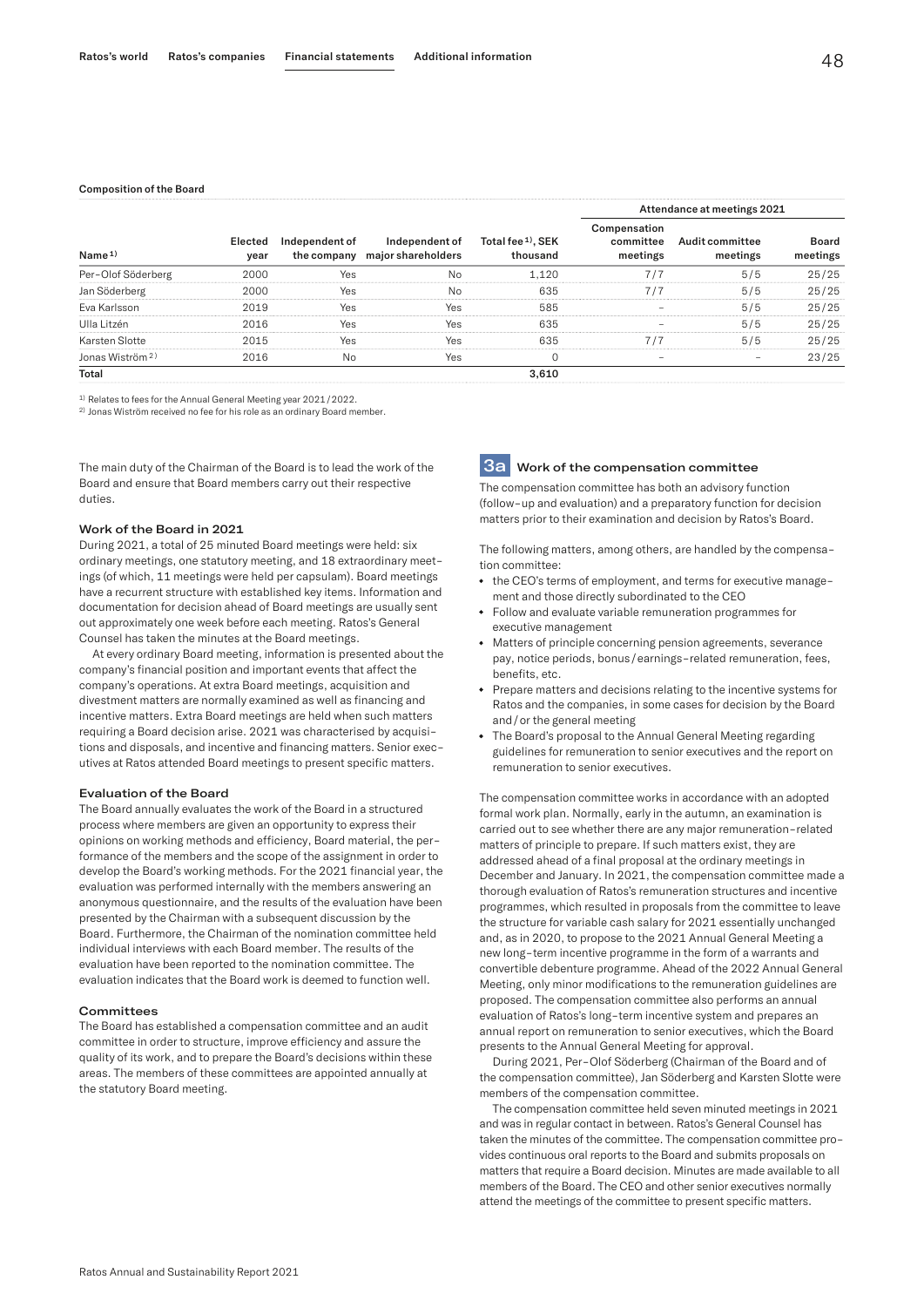**Composition of the Board**

| Name [1] | Elected year | Independent of the company | Independent of major shareholders | Total fee [1], SEK thousand | Attendance at meetings 2021 | | |
|---|---|---|---|---|---|---|---|
| | | | | | Compensation committee meetings | Audit committee meetings | Board meetings |
| Per-Olof Söderberg | 2000 | Yes | No | 1,120 | 7/7 | 5/5 | 25/25 |
| Jan Söderberg | 2000 | Yes | No | 635 | 7/7 | 5/5 | 25/25 |
| Eva Karlsson | 2019 | Yes | Yes | 585 | – | 5/5 | 25/25 |
| Ulla Litzén | 2016 | Yes | Yes | 635 | – | 5/5 | 25/25 |
| Karsten Slotte | 2015 | Yes | Yes | 635 | 7/7 | 5/5 | 25/25 |
| Jonas Wiström [2] | 2016 | No | Yes | 0 | – | – | 23/25 |
| **Total** | | | | **3,610** | | | |

[1] Relates to fees for the Annual General Meeting year 2021/2022.
[2] Jonas Wiström received no fee for his role as an ordinary Board member.

The main duty of the Chairman of the Board is to lead the work of the Board and ensure that Board members carry out their respective duties.

### Work of the Board in 2021

During 2021, a total of 25 minuted Board meetings were held: six ordinary meetings, one statutory meeting, and 18 extraordinary meetings (of which, 11 meetings were held per capsulam). Board meetings have a recurrent structure with established key items. Information and documentation for decision ahead of Board meetings are usually sent out approximately one week before each meeting. Ratos's General Counsel has taken the minutes at the Board meetings.

At every ordinary Board meeting, information is presented about the company's financial position and important events that affect the company's operations. At extra Board meetings, acquisition and divestment matters are normally examined as well as financing and incentive matters. Extra Board meetings are held when such matters requiring a Board decision arise. 2021 was characterised by acquisitions and disposals, and incentive and financing matters. Senior executives at Ratos attended Board meetings to present specific matters.

### Evaluation of the Board

The Board annually evaluates the work of the Board in a structured process where members are given an opportunity to express their opinions on working methods and efficiency, Board material, the performance of the members and the scope of the assignment in order to develop the Board's working methods. For the 2021 financial year, the evaluation was performed internally with the members answering an anonymous questionnaire, and the results of the evaluation have been presented by the Chairman with a subsequent discussion by the Board. Furthermore, the Chairman of the nomination committee held individual interviews with each Board member. The results of the evaluation have been reported to the nomination committee. The evaluation indicates that the Board work is deemed to function well.

### Committees

The Board has established a compensation committee and an audit committee in order to structure, improve efficiency and assure the quality of its work, and to prepare the Board's decisions within these areas. The members of these committees are appointed annually at the statutory Board meeting.

## 3a Work of the compensation committee

The compensation committee has both an advisory function (follow-up and evaluation) and a preparatory function for decision matters prior to their examination and decision by Ratos's Board.

The following matters, among others, are handled by the compensation committee:

- the CEO's terms of employment, and terms for executive management and those directly subordinated to the CEO
- Follow and evaluate variable remuneration programmes for executive management
- Matters of principle concerning pension agreements, severance pay, notice periods, bonus/earnings-related remuneration, fees, benefits, etc.
- Prepare matters and decisions relating to the incentive systems for Ratos and the companies, in some cases for decision by the Board and/or the general meeting
- The Board's proposal to the Annual General Meeting regarding guidelines for remuneration to senior executives and the report on remuneration to senior executives.

The compensation committee works in accordance with an adopted formal work plan. Normally, early in the autumn, an examination is carried out to see whether there are any major remuneration-related matters of principle to prepare. If such matters exist, they are addressed ahead of a final proposal at the ordinary meetings in December and January. In 2021, the compensation committee made a thorough evaluation of Ratos's remuneration structures and incentive programmes, which resulted in proposals from the committee to leave the structure for variable cash salary for 2021 essentially unchanged and, as in 2020, to propose to the 2021 Annual General Meeting a new long-term incentive programme in the form of a warrants and convertible debenture programme. Ahead of the 2022 Annual General Meeting, only minor modifications to the remuneration guidelines are proposed. The compensation committee also performs an annual evaluation of Ratos's long-term incentive system and prepares an annual report on remuneration to senior executives, which the Board presents to the Annual General Meeting for approval.

During 2021, Per-Olof Söderberg (Chairman of the Board and of the compensation committee), Jan Söderberg and Karsten Slotte were members of the compensation committee.

The compensation committee held seven minuted meetings in 2021 and was in regular contact in between. Ratos's General Counsel has taken the minutes of the committee. The compensation committee provides continuous oral reports to the Board and submits proposals on matters that require a Board decision. Minutes are made available to all members of the Board. The CEO and other senior executives normally attend the meetings of the committee to present specific matters.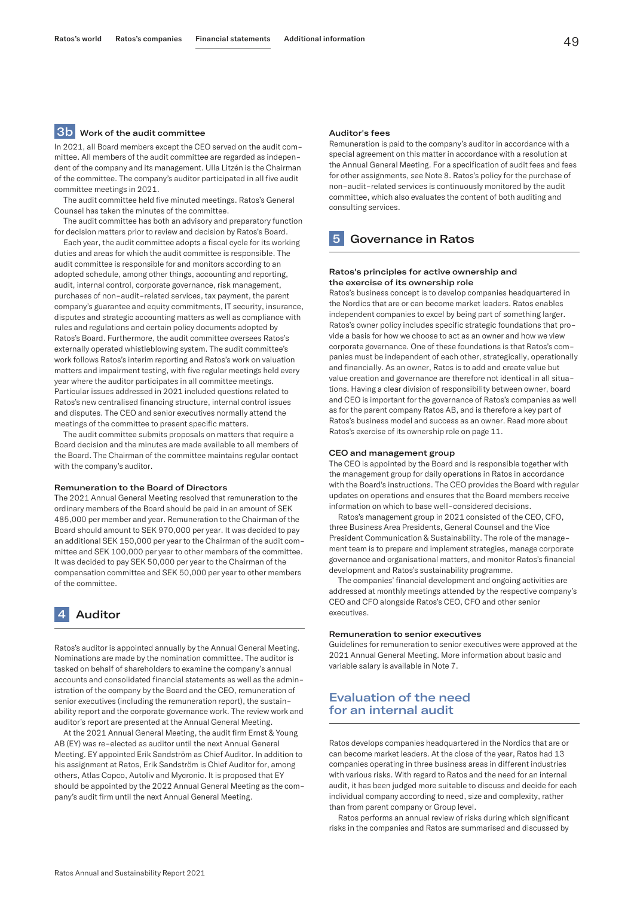## 3b Work of the audit committee

In 2021, all Board members except the CEO served on the audit committee. All members of the audit committee are regarded as independent of the company and its management. Ulla Litzén is the Chairman of the committee. The company's auditor participated in all five audit committee meetings in 2021.

The audit committee held five minuted meetings. Ratos's General Counsel has taken the minutes of the committee.

The audit committee has both an advisory and preparatory function for decision matters prior to review and decision by Ratos's Board.

Each year, the audit committee adopts a fiscal cycle for its working duties and areas for which the audit committee is responsible. The audit committee is responsible for and monitors according to an adopted schedule, among other things, accounting and reporting, audit, internal control, corporate governance, risk management, purchases of non-audit-related services, tax payment, the parent company's guarantee and equity commitments, IT security, insurance, disputes and strategic accounting matters as well as compliance with rules and regulations and certain policy documents adopted by Ratos's Board. Furthermore, the audit committee oversees Ratos's externally operated whistleblowing system. The audit committee's work follows Ratos's interim reporting and Ratos's work on valuation matters and impairment testing, with five regular meetings held every year where the auditor participates in all committee meetings. Particular issues addressed in 2021 included questions related to Ratos's new centralised financing structure, internal control issues and disputes. The CEO and senior executives normally attend the meetings of the committee to present specific matters.

The audit committee submits proposals on matters that require a Board decision and the minutes are made available to all members of the Board. The Chairman of the committee maintains regular contact with the company's auditor.

### Remuneration to the Board of Directors

The 2021 Annual General Meeting resolved that remuneration to the ordinary members of the Board should be paid in an amount of SEK 485,000 per member and year. Remuneration to the Chairman of the Board should amount to SEK 970,000 per year. It was decided to pay an additional SEK 150,000 per year to the Chairman of the audit committee and SEK 100,000 per year to other members of the committee. It was decided to pay SEK 50,000 per year to the Chairman of the compensation committee and SEK 50,000 per year to other members of the committee.

## 4 Auditor

Ratos's auditor is appointed annually by the Annual General Meeting. Nominations are made by the nomination committee. The auditor is tasked on behalf of shareholders to examine the company's annual accounts and consolidated financial statements as well as the administration of the company by the Board and the CEO, remuneration of senior executives (including the remuneration report), the sustainability report and the corporate governance work. The review work and auditor's report are presented at the Annual General Meeting.

At the 2021 Annual General Meeting, the audit firm Ernst & Young AB (EY) was re-elected as auditor until the next Annual General Meeting. EY appointed Erik Sandström as Chief Auditor. In addition to his assignment at Ratos, Erik Sandström is Chief Auditor for, among others, Atlas Copco, Autoliv and Mycronic. It is proposed that EY should be appointed by the 2022 Annual General Meeting as the company's audit firm until the next Annual General Meeting.

### Auditor's fees

Remuneration is paid to the company's auditor in accordance with a special agreement on this matter in accordance with a resolution at the Annual General Meeting. For a specification of audit fees and fees for other assignments, see Note 8. Ratos's policy for the purchase of non-audit-related services is continuously monitored by the audit committee, which also evaluates the content of both auditing and consulting services.

## 5 Governance in Ratos

### Ratos's principles for active ownership and the exercise of its ownership role

Ratos's business concept is to develop companies headquartered in the Nordics that are or can become market leaders. Ratos enables independent companies to excel by being part of something larger. Ratos's owner policy includes specific strategic foundations that provide a basis for how we choose to act as an owner and how we view corporate governance. One of these foundations is that Ratos's companies must be independent of each other, strategically, operationally and financially. As an owner, Ratos is to add and create value but value creation and governance are therefore not identical in all situations. Having a clear division of responsibility between owner, board and CEO is important for the governance of Ratos's companies as well as for the parent company Ratos AB, and is therefore a key part of Ratos's business model and success as an owner. Read more about Ratos's exercise of its ownership role on page 11.

### CEO and management group

The CEO is appointed by the Board and is responsible together with the management group for daily operations in Ratos in accordance with the Board's instructions. The CEO provides the Board with regular updates on operations and ensures that the Board members receive information on which to base well-considered decisions.

Ratos's management group in 2021 consisted of the CEO, CFO, three Business Area Presidents, General Counsel and the Vice President Communication & Sustainability. The role of the management team is to prepare and implement strategies, manage corporate governance and organisational matters, and monitor Ratos's financial development and Ratos's sustainability programme.

The companies' financial development and ongoing activities are addressed at monthly meetings attended by the respective company's CEO and CFO alongside Ratos's CEO, CFO and other senior executives.

### Remuneration to senior executives

Guidelines for remuneration to senior executives were approved at the 2021 Annual General Meeting. More information about basic and variable salary is available in Note 7.

## Evaluation of the need for an internal audit

Ratos develops companies headquartered in the Nordics that are or can become market leaders. At the close of the year, Ratos had 13 companies operating in three business areas in different industries with various risks. With regard to Ratos and the need for an internal audit, it has been judged more suitable to discuss and decide for each individual company according to need, size and complexity, rather than from parent company or Group level.

Ratos performs an annual review of risks during which significant risks in the companies and Ratos are summarised and discussed by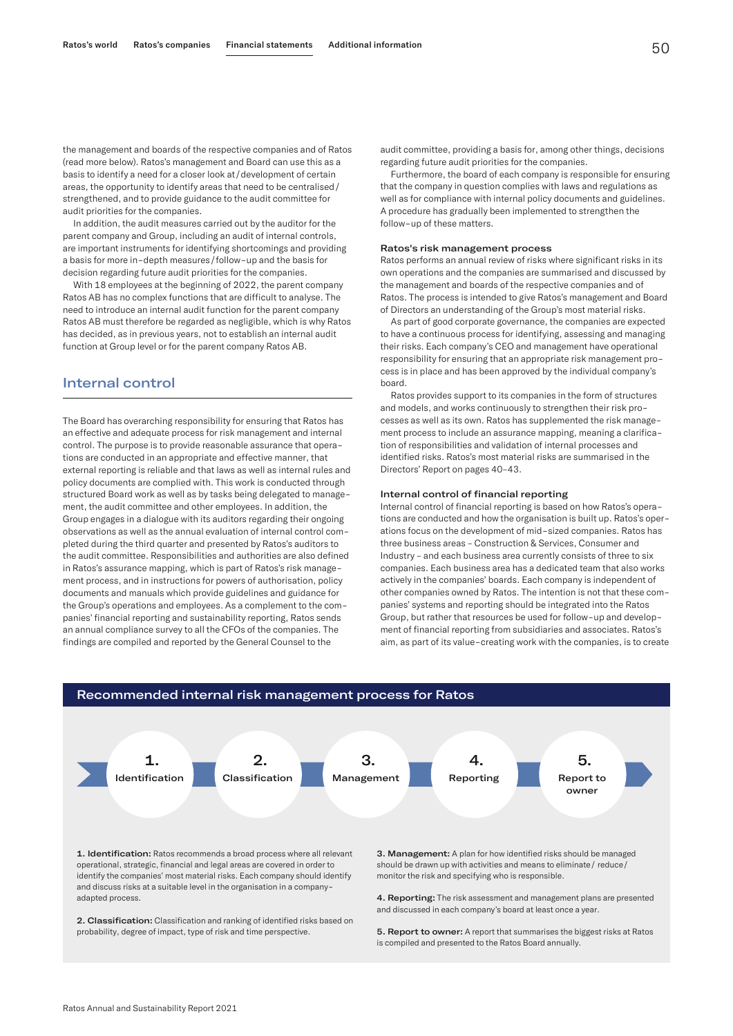the management and boards of the respective companies and of Ratos (read more below). Ratos's management and Board can use this as a basis to identify a need for a closer look at/development of certain areas, the opportunity to identify areas that need to be centralised/strengthened, and to provide guidance to the audit committee for audit priorities for the companies.

In addition, the audit measures carried out by the auditor for the parent company and Group, including an audit of internal controls, are important instruments for identifying shortcomings and providing a basis for more in-depth measures/follow-up and the basis for decision regarding future audit priorities for the companies.

With 18 employees at the beginning of 2022, the parent company Ratos AB has no complex functions that are difficult to analyse. The need to introduce an internal audit function for the parent company Ratos AB must therefore be regarded as negligible, which is why Ratos has decided, as in previous years, not to establish an internal audit function at Group level or for the parent company Ratos AB.

## Internal control

The Board has overarching responsibility for ensuring that Ratos has an effective and adequate process for risk management and internal control. The purpose is to provide reasonable assurance that operations are conducted in an appropriate and effective manner, that external reporting is reliable and that laws as well as internal rules and policy documents are complied with. This work is conducted through structured Board work as well as by tasks being delegated to management, the audit committee and other employees. In addition, the Group engages in a dialogue with its auditors regarding their ongoing observations as well as the annual evaluation of internal control completed during the third quarter and presented by Ratos's auditors to the audit committee. Responsibilities and authorities are also defined in Ratos's assurance mapping, which is part of Ratos's risk management process, and in instructions for powers of authorisation, policy documents and manuals which provide guidelines and guidance for the Group's operations and employees. As a complement to the companies' financial reporting and sustainability reporting, Ratos sends an annual compliance survey to all the CFOs of the companies. The findings are compiled and reported by the General Counsel to the audit committee, providing a basis for, among other things, decisions regarding future audit priorities for the companies.

Furthermore, the board of each company is responsible for ensuring that the company in question complies with laws and regulations as well as for compliance with internal policy documents and guidelines. A procedure has gradually been implemented to strengthen the follow-up of these matters.

### Ratos's risk management process

Ratos performs an annual review of risks where significant risks in its own operations and the companies are summarised and discussed by the management and boards of the respective companies and of Ratos. The process is intended to give Ratos's management and Board of Directors an understanding of the Group's most material risks.

As part of good corporate governance, the companies are expected to have a continuous process for identifying, assessing and managing their risks. Each company's CEO and management have operational responsibility for ensuring that an appropriate risk management process is in place and has been approved by the individual company's board.

Ratos provides support to its companies in the form of structures and models, and works continuously to strengthen their risk processes as well as its own. Ratos has supplemented the risk management process to include an assurance mapping, meaning a clarification of responsibilities and validation of internal processes and identified risks. Ratos's most material risks are summarised in the Directors' Report on pages 40–43.

### Internal control of financial reporting

Internal control of financial reporting is based on how Ratos's operations are conducted and how the organisation is built up. Ratos's operations focus on the development of mid-sized companies. Ratos has three business areas – Construction & Services, Consumer and Industry – and each business area currently consists of three to six companies. Each business area has a dedicated team that also works actively in the companies' boards. Each company is independent of other companies owned by Ratos. The intention is not that these companies' systems and reporting should be integrated into the Ratos Group, but rather that resources be used for follow-up and development of financial reporting from subsidiaries and associates. Ratos's aim, as part of its value-creating work with the companies, is to create

### Recommended internal risk management process for Ratos

1. Identification → 2. Classification → 3. Management → 4. Reporting → 5. Report to owner

**1. Identification:** Ratos recommends a broad process where all relevant operational, strategic, financial and legal areas are covered in order to identify the companies' most material risks. Each company should identify and discuss risks at a suitable level in the organisation in a company-adapted process.

**2. Classification:** Classification and ranking of identified risks based on probability, degree of impact, type of risk and time perspective.

**3. Management:** A plan for how identified risks should be managed should be drawn up with activities and means to eliminate/ reduce/ monitor the risk and specifying who is responsible.

**4. Reporting:** The risk assessment and management plans are presented and discussed in each company's board at least once a year.

**5. Report to owner:** A report that summarises the biggest risks at Ratos is compiled and presented to the Ratos Board annually.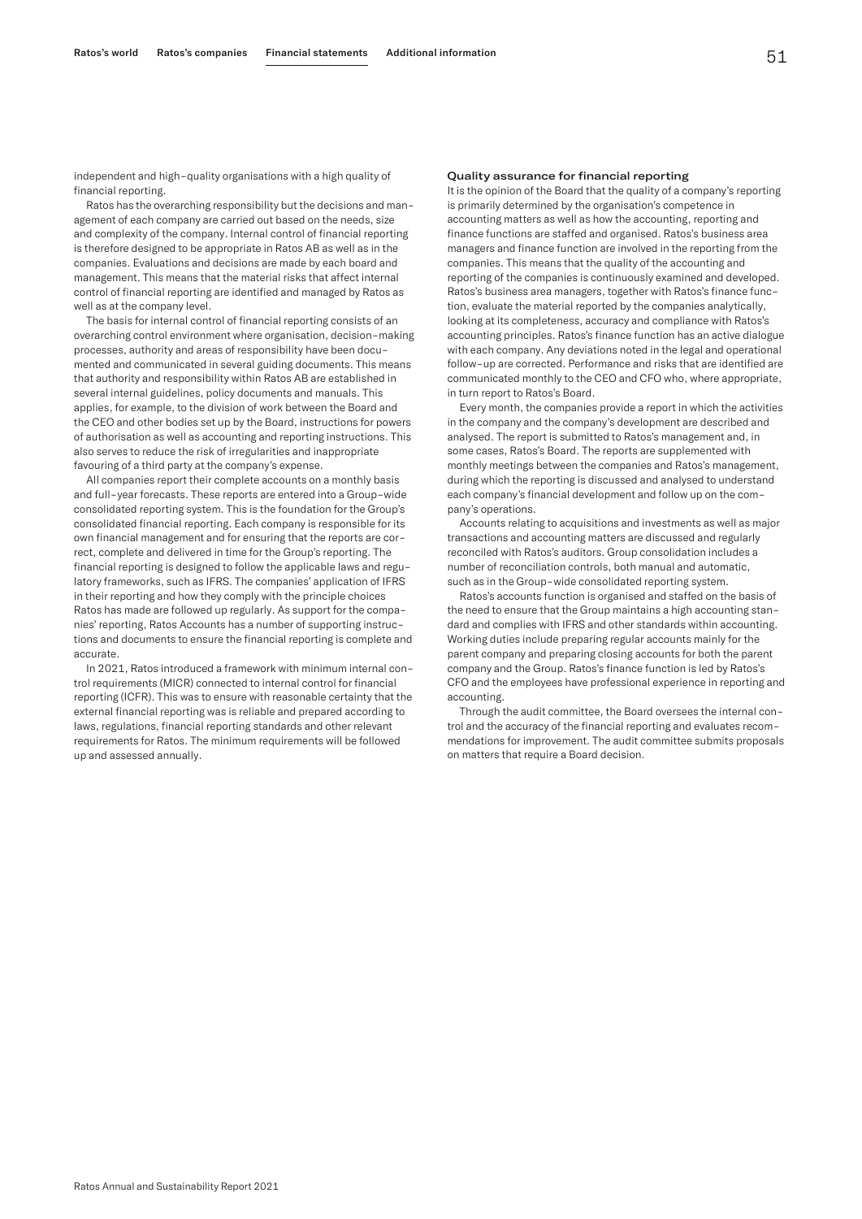independent and high-quality organisations with a high quality of financial reporting.

Ratos has the overarching responsibility but the decisions and management of each company are carried out based on the needs, size and complexity of the company. Internal control of financial reporting is therefore designed to be appropriate in Ratos AB as well as in the companies. Evaluations and decisions are made by each board and management. This means that the material risks that affect internal control of financial reporting are identified and managed by Ratos as well as at the company level.

The basis for internal control of financial reporting consists of an overarching control environment where organisation, decision-making processes, authority and areas of responsibility have been documented and communicated in several guiding documents. This means that authority and responsibility within Ratos AB are established in several internal guidelines, policy documents and manuals. This applies, for example, to the division of work between the Board and the CEO and other bodies set up by the Board, instructions for powers of authorisation as well as accounting and reporting instructions. This also serves to reduce the risk of irregularities and inappropriate favouring of a third party at the company's expense.

All companies report their complete accounts on a monthly basis and full-year forecasts. These reports are entered into a Group-wide consolidated reporting system. This is the foundation for the Group's consolidated financial reporting. Each company is responsible for its own financial management and for ensuring that the reports are correct, complete and delivered in time for the Group's reporting. The financial reporting is designed to follow the applicable laws and regulatory frameworks, such as IFRS. The companies' application of IFRS in their reporting and how they comply with the principle choices Ratos has made are followed up regularly. As support for the companies' reporting, Ratos Accounts has a number of supporting instructions and documents to ensure the financial reporting is complete and accurate.

In 2021, Ratos introduced a framework with minimum internal control requirements (MICR) connected to internal control for financial reporting (ICFR). This was to ensure with reasonable certainty that the external financial reporting was is reliable and prepared according to laws, regulations, financial reporting standards and other relevant requirements for Ratos. The minimum requirements will be followed up and assessed annually.

#### Quality assurance for financial reporting

It is the opinion of the Board that the quality of a company's reporting is primarily determined by the organisation's competence in accounting matters as well as how the accounting, reporting and finance functions are staffed and organised. Ratos's business area managers and finance function are involved in the reporting from the companies. This means that the quality of the accounting and reporting of the companies is continuously examined and developed. Ratos's business area managers, together with Ratos's finance function, evaluate the material reported by the companies analytically, looking at its completeness, accuracy and compliance with Ratos's accounting principles. Ratos's finance function has an active dialogue with each company. Any deviations noted in the legal and operational follow-up are corrected. Performance and risks that are identified are communicated monthly to the CEO and CFO who, where appropriate, in turn report to Ratos's Board.

Every month, the companies provide a report in which the activities in the company and the company's development are described and analysed. The report is submitted to Ratos's management and, in some cases, Ratos's Board. The reports are supplemented with monthly meetings between the companies and Ratos's management, during which the reporting is discussed and analysed to understand each company's financial development and follow up on the company's operations.

Accounts relating to acquisitions and investments as well as major transactions and accounting matters are discussed and regularly reconciled with Ratos's auditors. Group consolidation includes a number of reconciliation controls, both manual and automatic, such as in the Group-wide consolidated reporting system.

Ratos's accounts function is organised and staffed on the basis of the need to ensure that the Group maintains a high accounting standard and complies with IFRS and other standards within accounting. Working duties include preparing regular accounts mainly for the parent company and preparing closing accounts for both the parent company and the Group. Ratos's finance function is led by Ratos's CFO and the employees have professional experience in reporting and accounting.

Through the audit committee, the Board oversees the internal control and the accuracy of the financial reporting and evaluates recommendations for improvement. The audit committee submits proposals on matters that require a Board decision.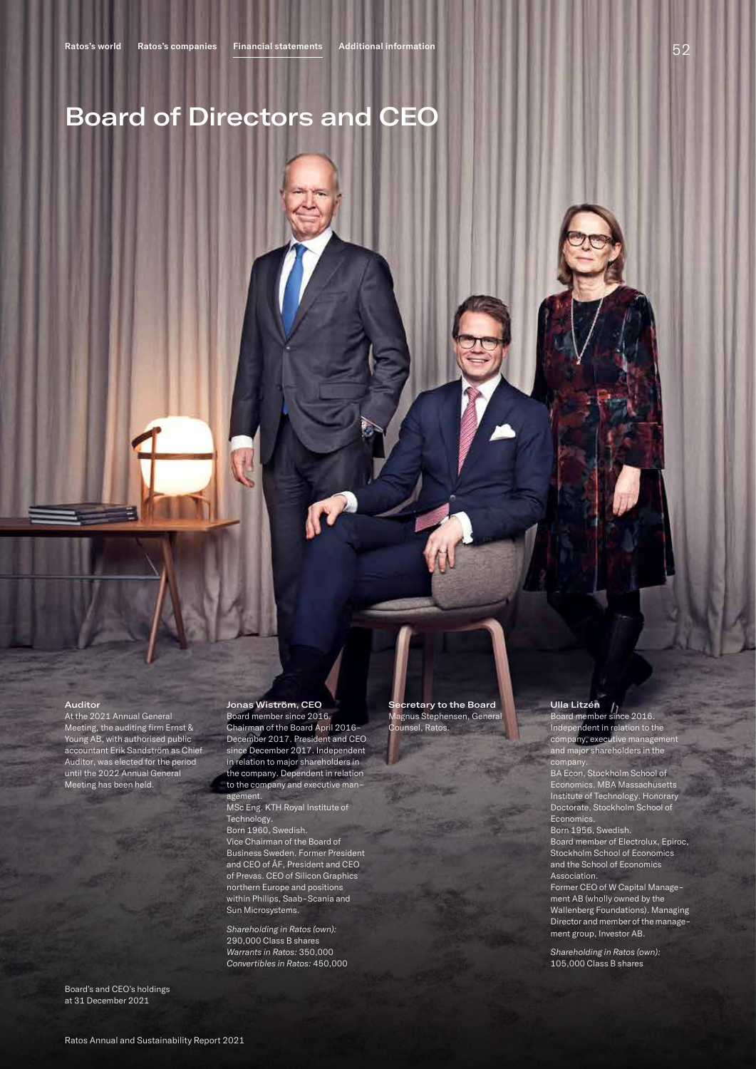# Board of Directors and CEO

**Auditor**

At the 2021 Annual General Meeting, the auditing firm Ernst & Young AB, with authorised public accountant Erik Sandström as Chief Auditor, was elected for the period until the 2022 Annual General Meeting has been held.

**Jonas Wiström, CEO**

Board member since 2016. Chairman of the Board April 2016–December 2017. President and CEO since December 2017. Independent in relation to major shareholders in the company. Dependent in relation to the company and executive management.

MSc Eng. KTH Royal Institute of Technology.

Born 1960, Swedish.

Vice Chairman of the Board of Business Sweden. Former President and CEO of ÅF, President and CEO of Prevas. CEO of Silicon Graphics northern Europe and positions within Philips, Saab-Scania and Sun Microsystems.

*Shareholding in Ratos (own):* 290,000 Class B shares
*Warrants in Ratos:* 350,000
*Convertibles in Ratos:* 450,000

**Secretary to the Board**

Magnus Stephensen, General Counsel, Ratos.

**Ulla Litzén**

Board member since 2016. Independent in relation to the company, executive management and major shareholders in the company.

BA Econ, Stockholm School of Economics. MBA Massachusetts Institute of Technology. Honorary Doctorate, Stockholm School of Economics.

Born 1956, Swedish.

Board member of Electrolux, Epiroc, Stockholm School of Economics and the School of Economics Association.

Former CEO of W Capital Management AB (wholly owned by the Wallenberg Foundations). Managing Director and member of the management group, Investor AB.

*Shareholding in Ratos (own):* 105,000 Class B shares

Board's and CEO's holdings at 31 December 2021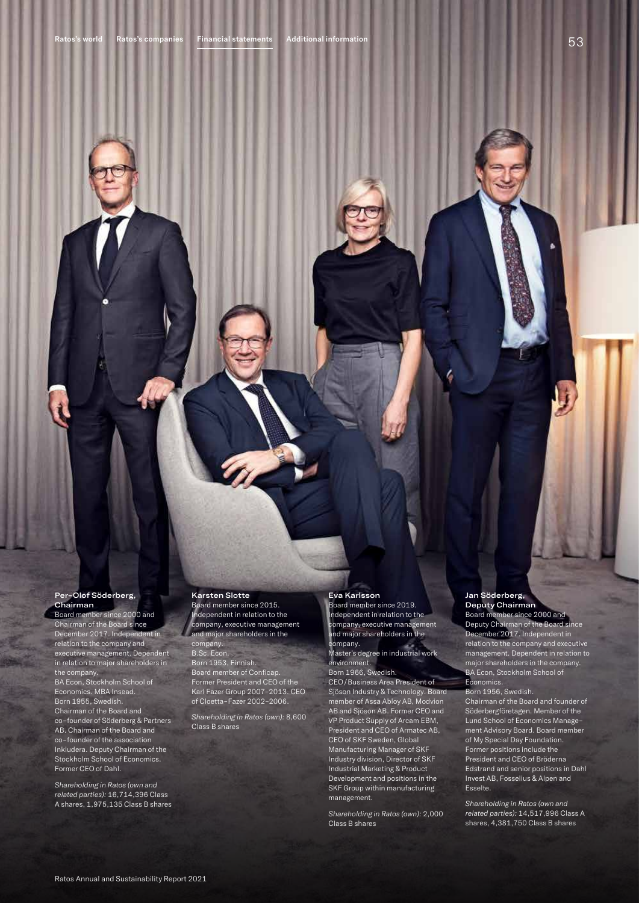**Per-Olof Söderberg, Chairman**
Board member since 2000 and Chairman of the Board since December 2017. Independent in relation to the company and executive management. Dependent in relation to major shareholders in the company.
BA Econ, Stockholm School of Economics. MBA Insead.
Born 1955, Swedish.
Chairman of the Board and co-founder of Söderberg & Partners AB. Chairman of the Board and co-founder of the association Inkludera. Deputy Chairman of the Stockholm School of Economics. Former CEO of Dahl.

*Shareholding in Ratos (own and related parties):* 16,714,396 Class A shares, 1,975,135 Class B shares

**Karsten Slotte**
Board member since 2015. Independent in relation to the company, executive management and major shareholders in the company.
B.Sc. Econ.
Born 1953, Finnish.
Board member of Conficap. Former President and CEO of the Karl Fazer Group 2007–2013. CEO of Cloetta-Fazer 2002–2006.

*Shareholding in Ratos (own):* 8,600 Class B shares

**Eva Karlsson**
Board member since 2019. Independent in relation to the company, executive management and major shareholders in the company.
Master's degree in industrial work environment.
Born 1966, Swedish.
CEO/Business Area President of Sjöson Industry & Technology. Board member of Assa Abloy AB, Modvion AB and Sjöson AB. Former CEO and VP Product Supply of Arcam EBM, President and CEO of Armatec AB, CEO of SKF Sweden, Global Manufacturing Manager of SKF Industry division, Director of SKF Industrial Marketing & Product Development and positions in the SKF Group within manufacturing management.

*Shareholding in Ratos (own):* 2,000 Class B shares

**Jan Söderberg, Deputy Chairman**
Board member since 2000 and Deputy Chairman of the Board since December 2017. Independent in relation to the company and executive management. Dependent in relation to major shareholders in the company.
BA Econ, Stockholm School of Economics.
Born 1956, Swedish.
Chairman of the Board and founder of Söderbergföretagen. Member of the Lund School of Economics Management Advisory Board. Board member of My Special Day Foundation. Former positions include the President and CEO of Bröderna Edstrand and senior positions in Dahl Invest AB, Fosselius & Alpen and Esselte.

*Shareholding in Ratos (own and related parties):* 14,517,996 Class A shares, 4,381,750 Class B shares